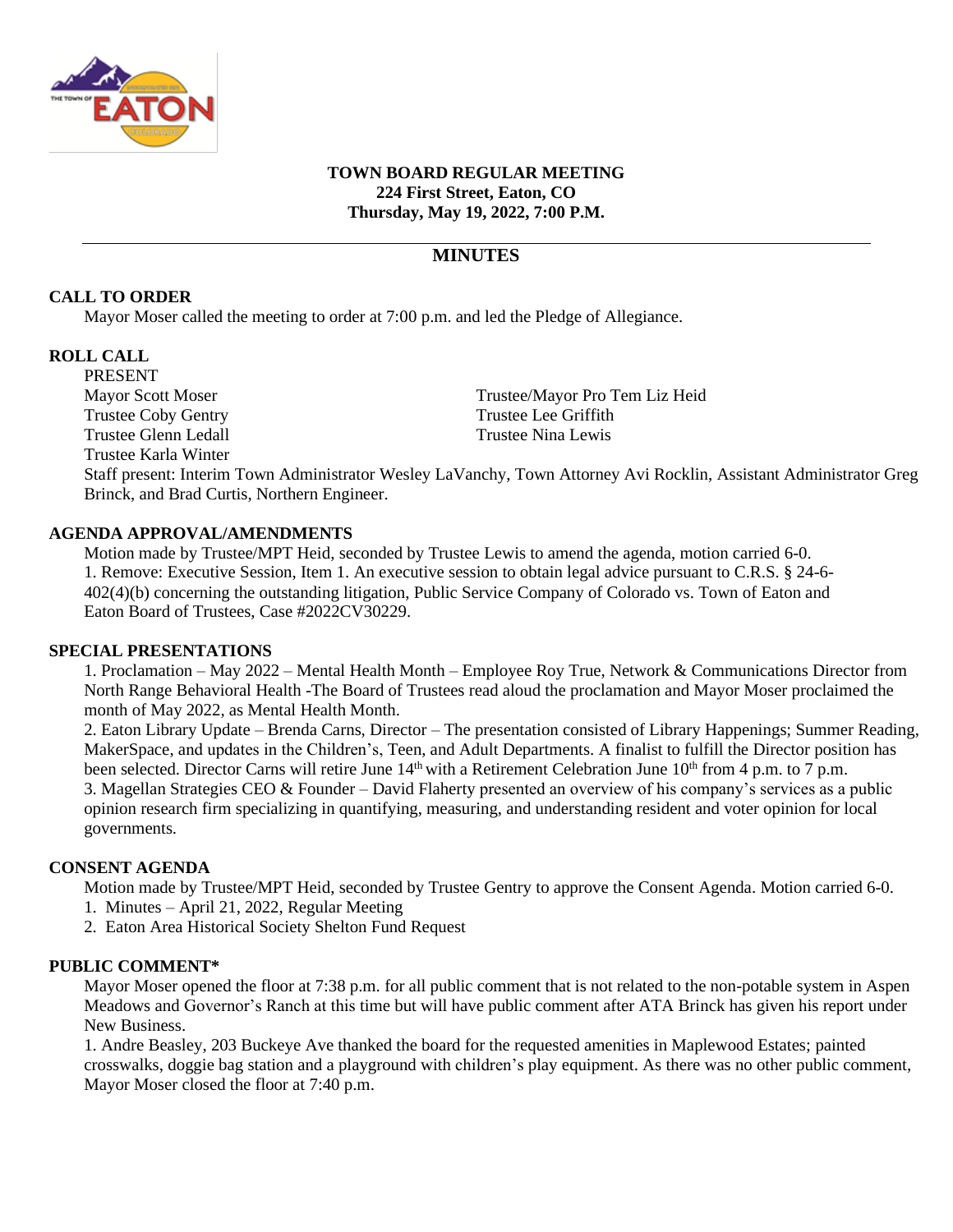**TOWN BOARD REGULAR MEETING**
**224 First Street, Eaton, CO**
**Thursday, May 19, 2022, 7:00 P.M.**

---

## MINUTES

### CALL TO ORDER

Mayor Moser called the meeting to order at 7:00 p.m. and led the Pledge of Allegiance.

### ROLL CALL

PRESENT

Mayor Scott Moser
Trustee/Mayor Pro Tem Liz Heid
Trustee Coby Gentry
Trustee Lee Griffith
Trustee Glenn Ledall
Trustee Nina Lewis
Trustee Karla Winter

Staff present: Interim Town Administrator Wesley LaVanchy, Town Attorney Avi Rocklin, Assistant Administrator Greg Brinck, and Brad Curtis, Northern Engineer.

### AGENDA APPROVAL/AMENDMENTS

Motion made by Trustee/MPT Heid, seconded by Trustee Lewis to amend the agenda, motion carried 6-0.

1. Remove: Executive Session, Item 1. An executive session to obtain legal advice pursuant to C.R.S. § 24-6-402(4)(b) concerning the outstanding litigation, Public Service Company of Colorado vs. Town of Eaton and Eaton Board of Trustees, Case #2022CV30229.

### SPECIAL PRESENTATIONS

1. Proclamation – May 2022 – Mental Health Month – Employee Roy True, Network & Communications Director from North Range Behavioral Health -The Board of Trustees read aloud the proclamation and Mayor Moser proclaimed the month of May 2022, as Mental Health Month.
2. Eaton Library Update – Brenda Carns, Director – The presentation consisted of Library Happenings; Summer Reading, MakerSpace, and updates in the Children's, Teen, and Adult Departments. A finalist to fulfill the Director position has been selected. Director Carns will retire June 14th with a Retirement Celebration June 10th from 4 p.m. to 7 p.m.
3. Magellan Strategies CEO & Founder – David Flaherty presented an overview of his company's services as a public opinion research firm specializing in quantifying, measuring, and understanding resident and voter opinion for local governments.

### CONSENT AGENDA

Motion made by Trustee/MPT Heid, seconded by Trustee Gentry to approve the Consent Agenda. Motion carried 6-0.

1. Minutes – April 21, 2022, Regular Meeting
2. Eaton Area Historical Society Shelton Fund Request

### PUBLIC COMMENT*

Mayor Moser opened the floor at 7:38 p.m. for all public comment that is not related to the non-potable system in Aspen Meadows and Governor's Ranch at this time but will have public comment after ATA Brinck has given his report under New Business.

1. Andre Beasley, 203 Buckeye Ave thanked the board for the requested amenities in Maplewood Estates; painted crosswalks, doggie bag station and a playground with children's play equipment. As there was no other public comment, Mayor Moser closed the floor at 7:40 p.m.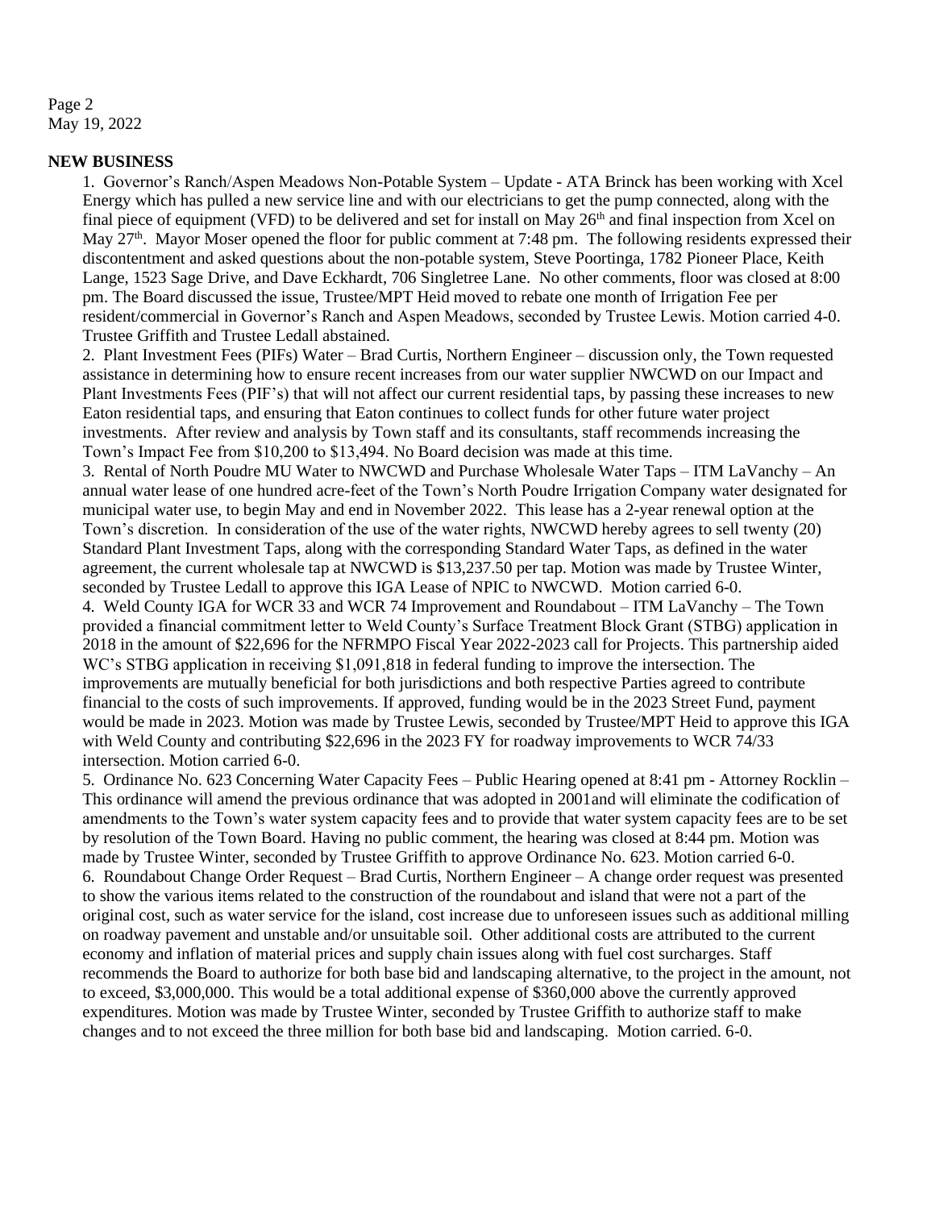## NEW BUSINESS

1. Governor's Ranch/Aspen Meadows Non-Potable System – Update - ATA Brinck has been working with Xcel Energy which has pulled a new service line and with our electricians to get the pump connected, along with the final piece of equipment (VFD) to be delivered and set for install on May 26th and final inspection from Xcel on May 27th. Mayor Moser opened the floor for public comment at 7:48 pm. The following residents expressed their discontentment and asked questions about the non-potable system, Steve Poortinga, 1782 Pioneer Place, Keith Lange, 1523 Sage Drive, and Dave Eckhardt, 706 Singletree Lane. No other comments, floor was closed at 8:00 pm. The Board discussed the issue, Trustee/MPT Heid moved to rebate one month of Irrigation Fee per resident/commercial in Governor's Ranch and Aspen Meadows, seconded by Trustee Lewis. Motion carried 4-0. Trustee Griffith and Trustee Ledall abstained.
2. Plant Investment Fees (PIFs) Water – Brad Curtis, Northern Engineer – discussion only, the Town requested assistance in determining how to ensure recent increases from our water supplier NWCWD on our Impact and Plant Investments Fees (PIF's) that will not affect our current residential taps, by passing these increases to new Eaton residential taps, and ensuring that Eaton continues to collect funds for other future water project investments. After review and analysis by Town staff and its consultants, staff recommends increasing the Town's Impact Fee from $10,200 to $13,494. No Board decision was made at this time.
3. Rental of North Poudre MU Water to NWCWD and Purchase Wholesale Water Taps – ITM LaVanchy – An annual water lease of one hundred acre-feet of the Town's North Poudre Irrigation Company water designated for municipal water use, to begin May and end in November 2022. This lease has a 2-year renewal option at the Town's discretion. In consideration of the use of the water rights, NWCWD hereby agrees to sell twenty (20) Standard Plant Investment Taps, along with the corresponding Standard Water Taps, as defined in the water agreement, the current wholesale tap at NWCWD is $13,237.50 per tap. Motion was made by Trustee Winter, seconded by Trustee Ledall to approve this IGA Lease of NPIC to NWCWD. Motion carried 6-0.
4. Weld County IGA for WCR 33 and WCR 74 Improvement and Roundabout – ITM LaVanchy – The Town provided a financial commitment letter to Weld County's Surface Treatment Block Grant (STBG) application in 2018 in the amount of $22,696 for the NFRMPO Fiscal Year 2022-2023 call for Projects. This partnership aided WC's STBG application in receiving $1,091,818 in federal funding to improve the intersection. The improvements are mutually beneficial for both jurisdictions and both respective Parties agreed to contribute financial to the costs of such improvements. If approved, funding would be in the 2023 Street Fund, payment would be made in 2023. Motion was made by Trustee Lewis, seconded by Trustee/MPT Heid to approve this IGA with Weld County and contributing $22,696 in the 2023 FY for roadway improvements to WCR 74/33 intersection. Motion carried 6-0.
5. Ordinance No. 623 Concerning Water Capacity Fees – Public Hearing opened at 8:41 pm - Attorney Rocklin – This ordinance will amend the previous ordinance that was adopted in 2001and will eliminate the codification of amendments to the Town's water system capacity fees and to provide that water system capacity fees are to be set by resolution of the Town Board. Having no public comment, the hearing was closed at 8:44 pm. Motion was made by Trustee Winter, seconded by Trustee Griffith to approve Ordinance No. 623. Motion carried 6-0.
6. Roundabout Change Order Request – Brad Curtis, Northern Engineer – A change order request was presented to show the various items related to the construction of the roundabout and island that were not a part of the original cost, such as water service for the island, cost increase due to unforeseen issues such as additional milling on roadway pavement and unstable and/or unsuitable soil. Other additional costs are attributed to the current economy and inflation of material prices and supply chain issues along with fuel cost surcharges. Staff recommends the Board to authorize for both base bid and landscaping alternative, to the project in the amount, not to exceed, $3,000,000. This would be a total additional expense of $360,000 above the currently approved expenditures. Motion was made by Trustee Winter, seconded by Trustee Griffith to authorize staff to make changes and to not exceed the three million for both base bid and landscaping. Motion carried. 6-0.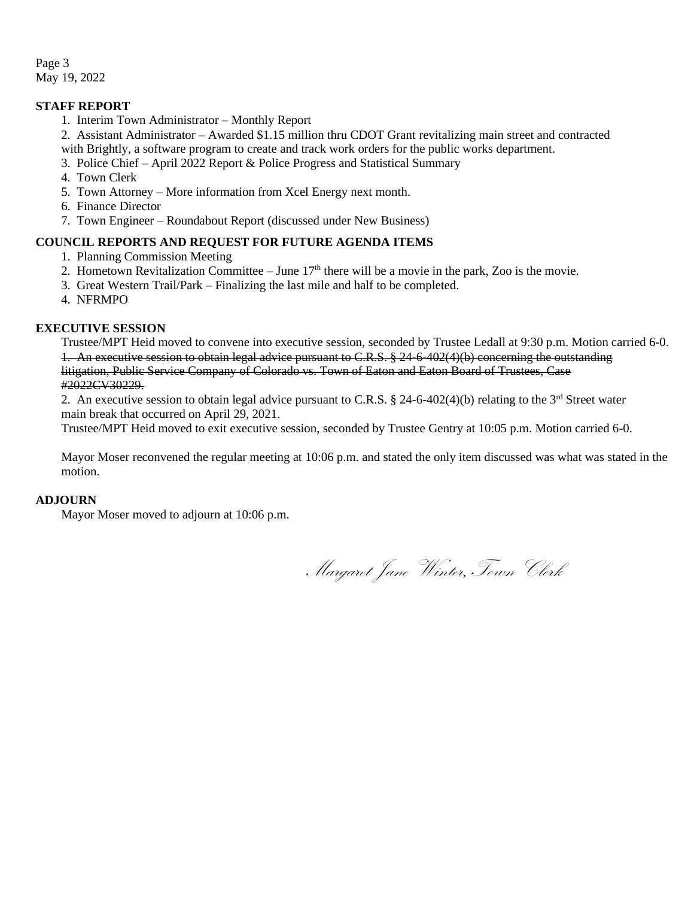## STAFF REPORT

1. Interim Town Administrator – Monthly Report
2. Assistant Administrator – Awarded $1.15 million thru CDOT Grant revitalizing main street and contracted with Brightly, a software program to create and track work orders for the public works department.
3. Police Chief – April 2022 Report & Police Progress and Statistical Summary
4. Town Clerk
5. Town Attorney – More information from Xcel Energy next month.
6. Finance Director
7. Town Engineer – Roundabout Report (discussed under New Business)

## COUNCIL REPORTS AND REQUEST FOR FUTURE AGENDA ITEMS

1. Planning Commission Meeting
2. Hometown Revitalization Committee – June 17th there will be a movie in the park, Zoo is the movie.
3. Great Western Trail/Park – Finalizing the last mile and half to be completed.
4. NFRMPO

## EXECUTIVE SESSION

Trustee/MPT Heid moved to convene into executive session, seconded by Trustee Ledall at 9:30 p.m. Motion carried 6-0.

~~1. An executive session to obtain legal advice pursuant to C.R.S. § 24-6-402(4)(b) concerning the outstanding litigation, Public Service Company of Colorado vs. Town of Eaton and Eaton Board of Trustees, Case #2022CV30229.~~

2. An executive session to obtain legal advice pursuant to C.R.S. § 24-6-402(4)(b) relating to the 3rd Street water main break that occurred on April 29, 2021.

Trustee/MPT Heid moved to exit executive session, seconded by Trustee Gentry at 10:05 p.m. Motion carried 6-0.

Mayor Moser reconvened the regular meeting at 10:06 p.m. and stated the only item discussed was what was stated in the motion.

## ADJOURN

Mayor Moser moved to adjourn at 10:06 p.m.

*Margaret Jane Winter, Town Clerk*